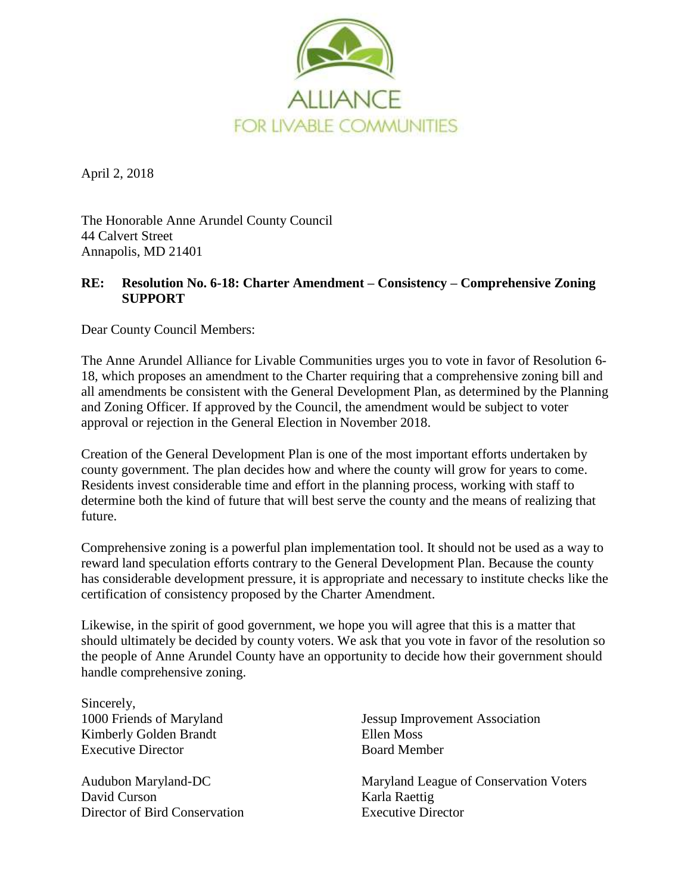ALLIANCE
FOR LIVABLE COMMUNITIES

April 2, 2018

The Honorable Anne Arundel County Council
44 Calvert Street
Annapolis, MD 21401

**RE: Resolution No. 6-18: Charter Amendment – Consistency – Comprehensive Zoning SUPPORT**

Dear County Council Members:

The Anne Arundel Alliance for Livable Communities urges you to vote in favor of Resolution 6-18, which proposes an amendment to the Charter requiring that a comprehensive zoning bill and all amendments be consistent with the General Development Plan, as determined by the Planning and Zoning Officer. If approved by the Council, the amendment would be subject to voter approval or rejection in the General Election in November 2018.

Creation of the General Development Plan is one of the most important efforts undertaken by county government. The plan decides how and where the county will grow for years to come. Residents invest considerable time and effort in the planning process, working with staff to determine both the kind of future that will best serve the county and the means of realizing that future.

Comprehensive zoning is a powerful plan implementation tool. It should not be used as a way to reward land speculation efforts contrary to the General Development Plan. Because the county has considerable development pressure, it is appropriate and necessary to institute checks like the certification of consistency proposed by the Charter Amendment.

Likewise, in the spirit of good government, we hope you will agree that this is a matter that should ultimately be decided by county voters. We ask that you vote in favor of the resolution so the people of Anne Arundel County have an opportunity to decide how their government should handle comprehensive zoning.

Sincerely,

1000 Friends of Maryland
Kimberly Golden Brandt
Executive Director

Audubon Maryland-DC
David Curson
Director of Bird Conservation

Jessup Improvement Association
Ellen Moss
Board Member

Maryland League of Conservation Voters
Karla Raettig
Executive Director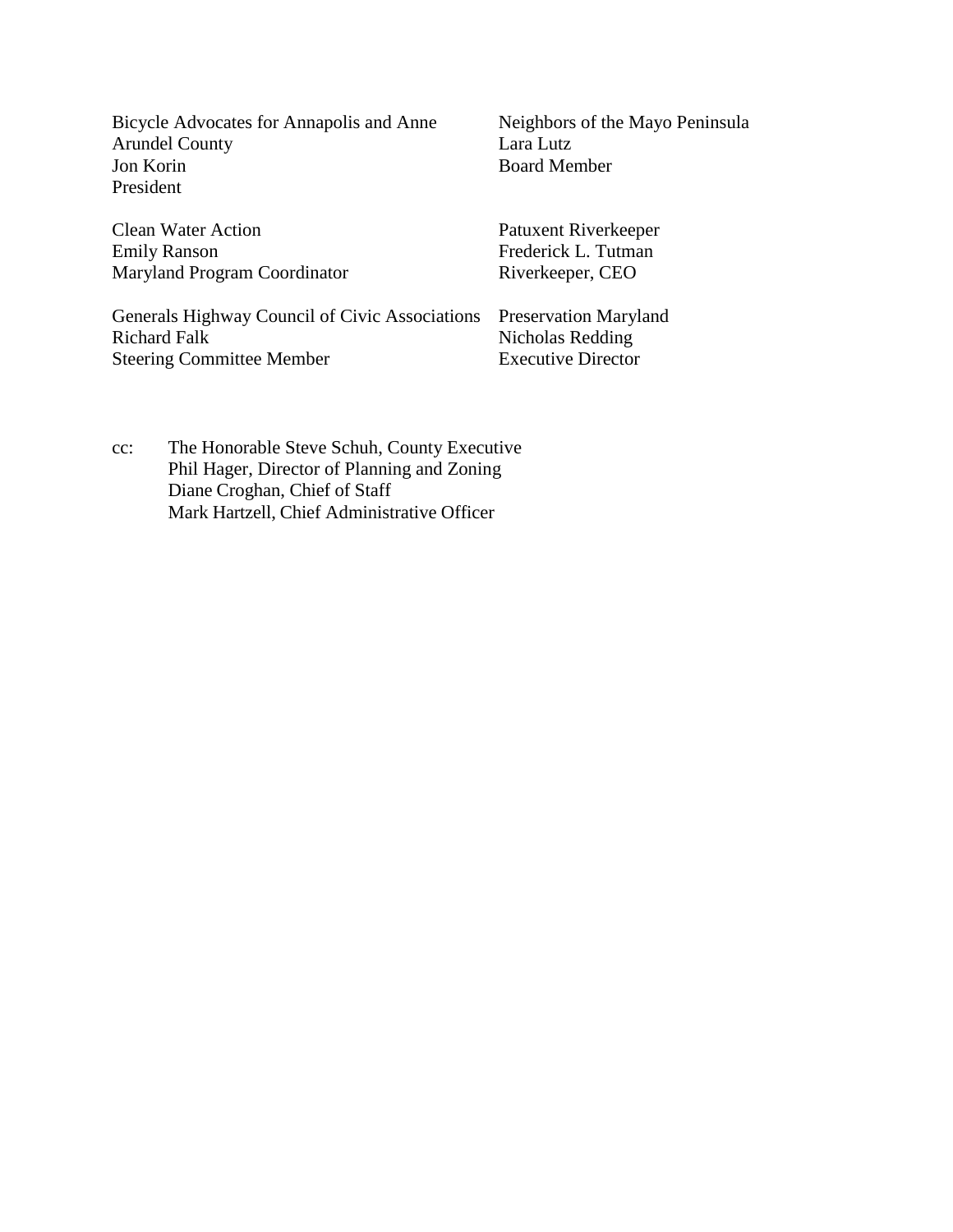Bicycle Advocates for Annapolis and Anne Arundel County
Jon Korin
President

Neighbors of the Mayo Peninsula
Lara Lutz
Board Member

Clean Water Action
Emily Ranson
Maryland Program Coordinator

Patuxent Riverkeeper
Frederick L. Tutman
Riverkeeper, CEO

Generals Highway Council of Civic Associations
Richard Falk
Steering Committee Member

Preservation Maryland
Nicholas Redding
Executive Director

cc: The Honorable Steve Schuh, County Executive
Phil Hager, Director of Planning and Zoning
Diane Croghan, Chief of Staff
Mark Hartzell, Chief Administrative Officer